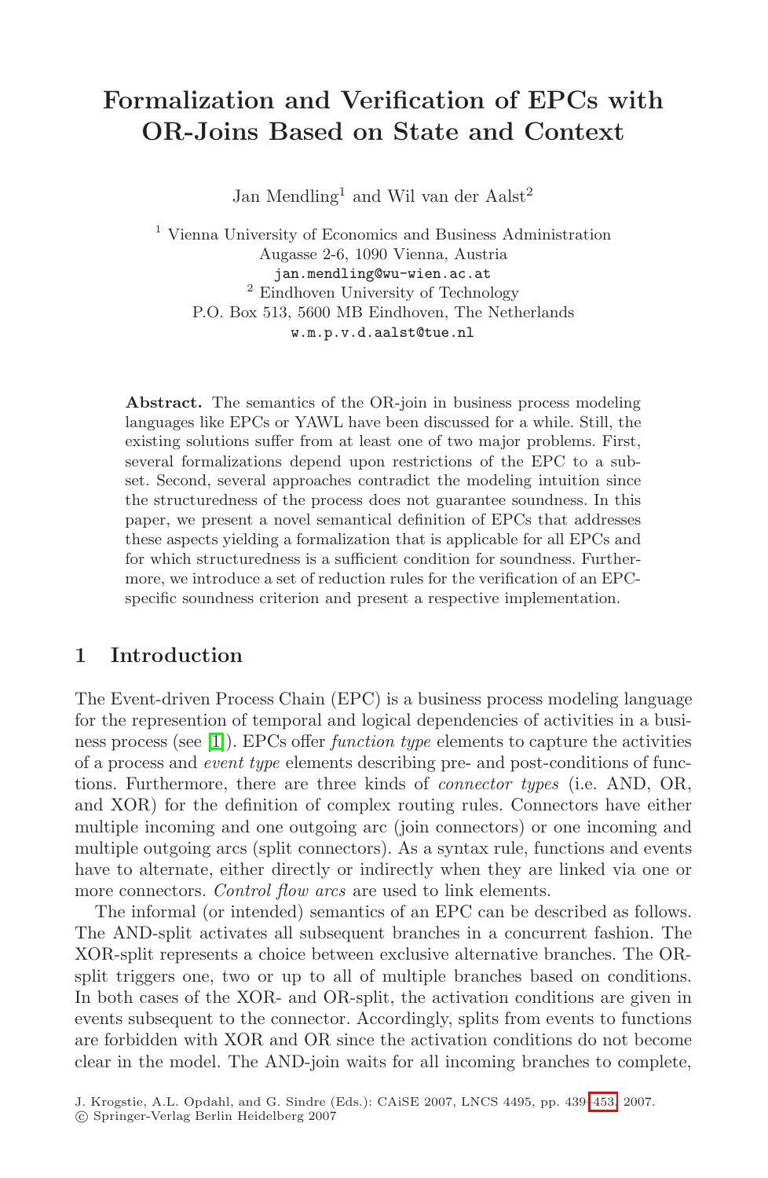# Formalization and Verification of EPCs with OR-Joins Based on State and Context

Jan Mendling[1] and Wil van der Aalst[2]

[1] Vienna University of Economics and Business Administration
Augasse 2-6, 1090 Vienna, Austria
jan.mendling@wu-wien.ac.at

[2] Eindhoven University of Technology
P.O. Box 513, 5600 MB Eindhoven, The Netherlands
w.m.p.v.d.aalst@tue.nl

**Abstract.** The semantics of the OR-join in business process modeling languages like EPCs or YAWL have been discussed for a while. Still, the existing solutions suffer from at least one of two major problems. First, several formalizations depend upon restrictions of the EPC to a subset. Second, several approaches contradict the modeling intuition since the structuredness of the process does not guarantee soundness. In this paper, we present a novel semantical definition of EPCs that addresses these aspects yielding a formalization that is applicable for all EPCs and for which structuredness is a sufficient condition for soundness. Furthermore, we introduce a set of reduction rules for the verification of an EPC-specific soundness criterion and present a respective implementation.

## 1 Introduction

The Event-driven Process Chain (EPC) is a business process modeling language for the represention of temporal and logical dependencies of activities in a business process (see [1]). EPCs offer *function type* elements to capture the activities of a process and *event type* elements describing pre- and post-conditions of functions. Furthermore, there are three kinds of *connector types* (i.e. AND, OR, and XOR) for the definition of complex routing rules. Connectors have either multiple incoming and one outgoing arc (join connectors) or one incoming and multiple outgoing arcs (split connectors). As a syntax rule, functions and events have to alternate, either directly or indirectly when they are linked via one or more connectors. *Control flow arcs* are used to link elements.

The informal (or intended) semantics of an EPC can be described as follows. The AND-split activates all subsequent branches in a concurrent fashion. The XOR-split represents a choice between exclusive alternative branches. The OR-split triggers one, two or up to all of multiple branches based on conditions. In both cases of the XOR- and OR-split, the activation conditions are given in events subsequent to the connector. Accordingly, splits from events to functions are forbidden with XOR and OR since the activation conditions do not become clear in the model. The AND-join waits for all incoming branches to complete,

J. Krogstie, A.L. Opdahl, and G. Sindre (Eds.): CAiSE 2007, LNCS 4495, pp. 439–453, 2007.
© Springer-Verlag Berlin Heidelberg 2007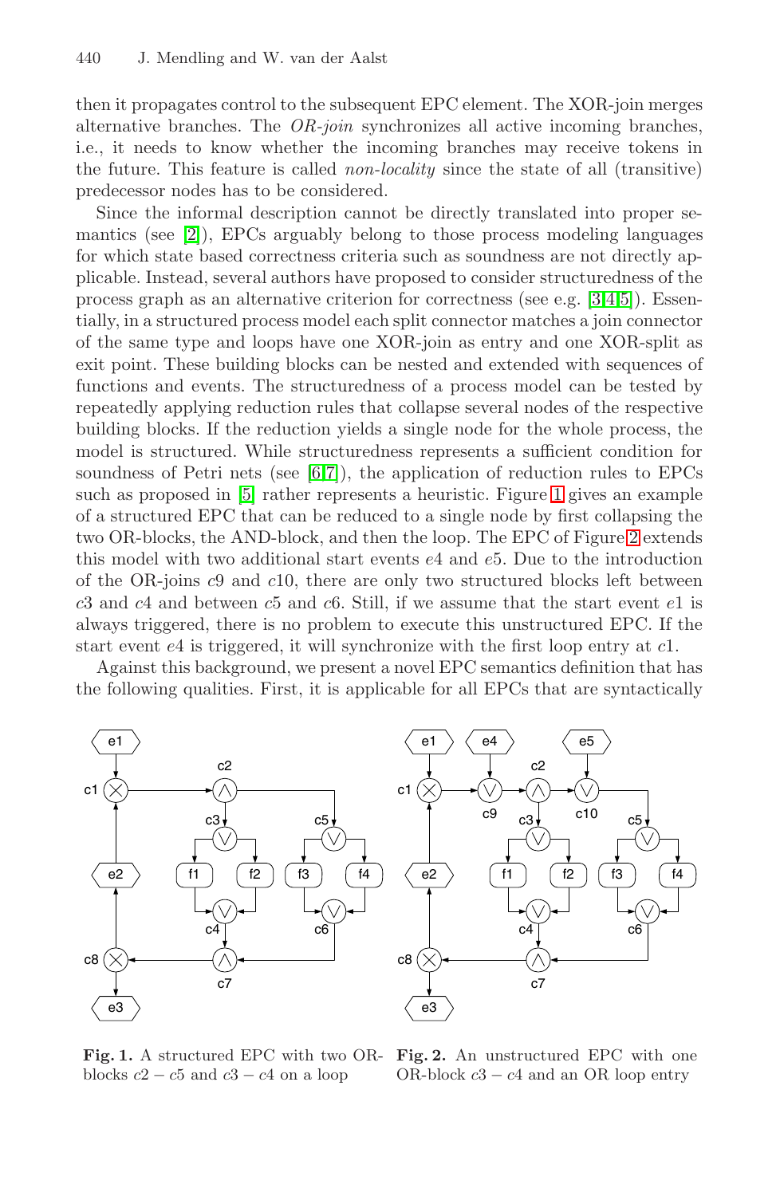then it propagates control to the subsequent EPC element. The XOR-join merges alternative branches. The *OR-join* synchronizes all active incoming branches, i.e., it needs to know whether the incoming branches may receive tokens in the future. This feature is called *non-locality* since the state of all (transitive) predecessor nodes has to be considered.

Since the informal description cannot be directly translated into proper semantics (see [2]), EPCs arguably belong to those process modeling languages for which state based correctness criteria such as soundness are not directly applicable. Instead, several authors have proposed to consider structuredness of the process graph as an alternative criterion for correctness (see e.g. [3,4,5]). Essentially, in a structured process model each split connector matches a join connector of the same type and loops have one XOR-join as entry and one XOR-split as exit point. These building blocks can be nested and extended with sequences of functions and events. The structuredness of a process model can be tested by repeatedly applying reduction rules that collapse several nodes of the respective building blocks. If the reduction yields a single node for the whole process, the model is structured. While structuredness represents a sufficient condition for soundness of Petri nets (see [6,7]), the application of reduction rules to EPCs such as proposed in [5] rather represents a heuristic. Figure 1 gives an example of a structured EPC that can be reduced to a single node by first collapsing the two OR-blocks, the AND-block, and then the loop. The EPC of Figure 2 extends this model with two additional start events $e4$ and $e5$. Due to the introduction of the OR-joins $c9$ and $c10$, there are only two structured blocks left between $c3$ and $c4$ and between $c5$ and $c6$. Still, if we assume that the start event $e1$ is always triggered, there is no problem to execute this unstructured EPC. If the start event $e4$ is triggered, it will synchronize with the first loop entry at $c1$.

Against this background, we present a novel EPC semantics definition that has the following qualities. First, it is applicable for all EPCs that are syntactically

**Fig. 1.** A structured EPC with two OR-blocks $c2 - c5$ and $c3 - c4$ on a loop

**Fig. 2.** An unstructured EPC with one OR-block $c3 - c4$ and an OR loop entry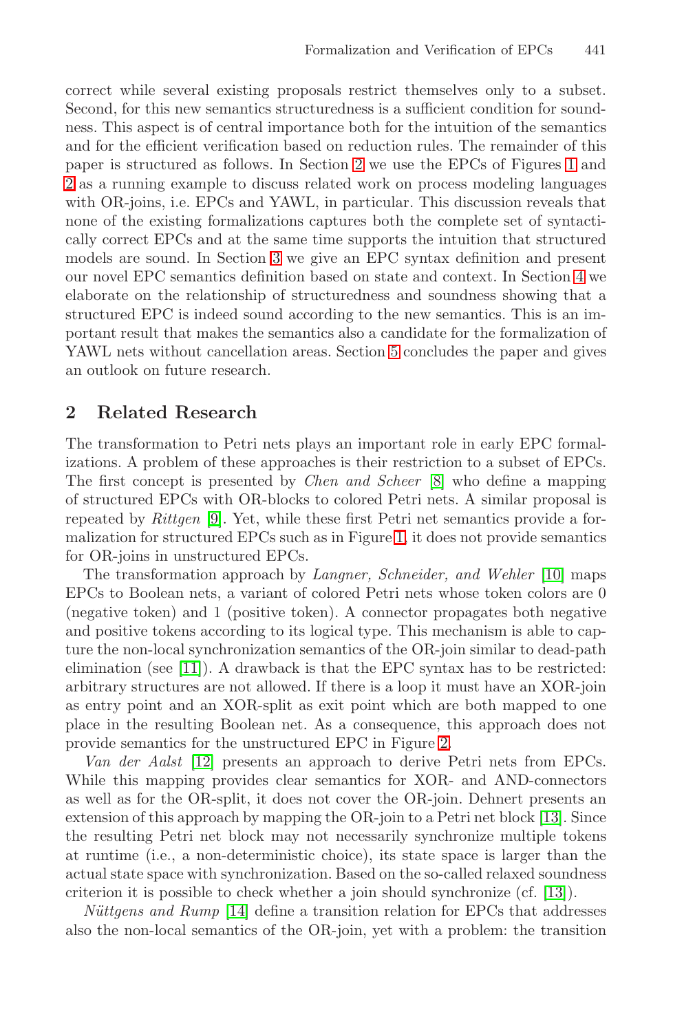correct while several existing proposals restrict themselves only to a subset. Second, for this new semantics structuredness is a sufficient condition for soundness. This aspect is of central importance both for the intuition of the semantics and for the efficient verification based on reduction rules. The remainder of this paper is structured as follows. In Section 2 we use the EPCs of Figures 1 and 2 as a running example to discuss related work on process modeling languages with OR-joins, i.e. EPCs and YAWL, in particular. This discussion reveals that none of the existing formalizations captures both the complete set of syntactically correct EPCs and at the same time supports the intuition that structured models are sound. In Section 3 we give an EPC syntax definition and present our novel EPC semantics definition based on state and context. In Section 4 we elaborate on the relationship of structuredness and soundness showing that a structured EPC is indeed sound according to the new semantics. This is an important result that makes the semantics also a candidate for the formalization of YAWL nets without cancellation areas. Section 5 concludes the paper and gives an outlook on future research.

## 2 Related Research

The transformation to Petri nets plays an important role in early EPC formalizations. A problem of these approaches is their restriction to a subset of EPCs. The first concept is presented by *Chen and Scheer* [8] who define a mapping of structured EPCs with OR-blocks to colored Petri nets. A similar proposal is repeated by *Rittgen* [9]. Yet, while these first Petri net semantics provide a formalization for structured EPCs such as in Figure 1, it does not provide semantics for OR-joins in unstructured EPCs.

The transformation approach by *Langner, Schneider, and Wehler* [10] maps EPCs to Boolean nets, a variant of colored Petri nets whose token colors are 0 (negative token) and 1 (positive token). A connector propagates both negative and positive tokens according to its logical type. This mechanism is able to capture the non-local synchronization semantics of the OR-join similar to dead-path elimination (see [11]). A drawback is that the EPC syntax has to be restricted: arbitrary structures are not allowed. If there is a loop it must have an XOR-join as entry point and an XOR-split as exit point which are both mapped to one place in the resulting Boolean net. As a consequence, this approach does not provide semantics for the unstructured EPC in Figure 2.

*Van der Aalst* [12] presents an approach to derive Petri nets from EPCs. While this mapping provides clear semantics for XOR- and AND-connectors as well as for the OR-split, it does not cover the OR-join. Dehnert presents an extension of this approach by mapping the OR-join to a Petri net block [13]. Since the resulting Petri net block may not necessarily synchronize multiple tokens at runtime (i.e., a non-deterministic choice), its state space is larger than the actual state space with synchronization. Based on the so-called relaxed soundness criterion it is possible to check whether a join should synchronize (cf. [13]).

*Nüttgens and Rump* [14] define a transition relation for EPCs that addresses also the non-local semantics of the OR-join, yet with a problem: the transition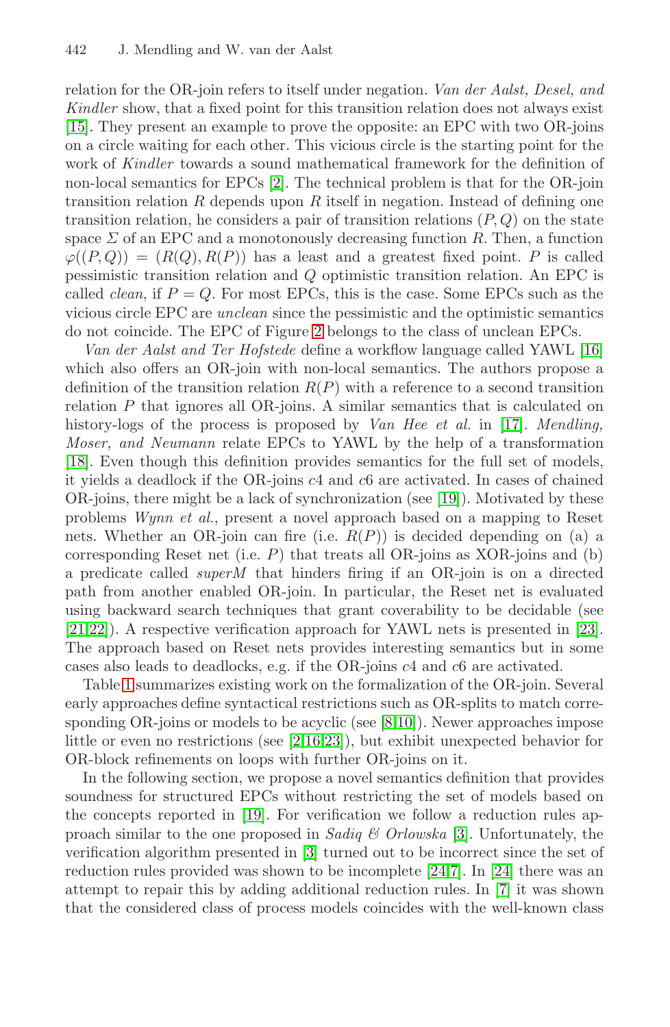relation for the OR-join refers to itself under negation. *Van der Aalst, Desel, and Kindler* show, that a fixed point for this transition relation does not always exist [15]. They present an example to prove the opposite: an EPC with two OR-joins on a circle waiting for each other. This vicious circle is the starting point for the work of *Kindler* towards a sound mathematical framework for the definition of non-local semantics for EPCs [2]. The technical problem is that for the OR-join transition relation $R$ depends upon $R$ itself in negation. Instead of defining one transition relation, he considers a pair of transition relations $(P, Q)$ on the state space $\Sigma$ of an EPC and a monotonously decreasing function $R$. Then, a function $\varphi((P, Q)) = (R(Q), R(P))$ has a least and a greatest fixed point. $P$ is called pessimistic transition relation and $Q$ optimistic transition relation. An EPC is called *clean*, if $P = Q$. For most EPCs, this is the case. Some EPCs such as the vicious circle EPC are *unclean* since the pessimistic and the optimistic semantics do not coincide. The EPC of Figure 2 belongs to the class of unclean EPCs.

*Van der Aalst and Ter Hofstede* define a workflow language called YAWL [16] which also offers an OR-join with non-local semantics. The authors propose a definition of the transition relation $R(P)$ with a reference to a second transition relation $P$ that ignores all OR-joins. A similar semantics that is calculated on history-logs of the process is proposed by *Van Hee et al.* in [17]. *Mendling, Moser, and Neumann* relate EPCs to YAWL by the help of a transformation [18]. Even though this definition provides semantics for the full set of models, it yields a deadlock if the OR-joins $c4$ and $c6$ are activated. In cases of chained OR-joins, there might be a lack of synchronization (see [19]). Motivated by these problems *Wynn et al.*, present a novel approach based on a mapping to Reset nets. Whether an OR-join can fire (i.e. $R(P)$) is decided depending on (a) a corresponding Reset net (i.e. $P$) that treats all OR-joins as XOR-joins and (b) a predicate called *superM* that hinders firing if an OR-join is on a directed path from another enabled OR-join. In particular, the Reset net is evaluated using backward search techniques that grant coverability to be decidable (see [21,22]). A respective verification approach for YAWL nets is presented in [23]. The approach based on Reset nets provides interesting semantics but in some cases also leads to deadlocks, e.g. if the OR-joins $c4$ and $c6$ are activated.

Table 1 summarizes existing work on the formalization of the OR-join. Several early approaches define syntactical restrictions such as OR-splits to match corresponding OR-joins or models to be acyclic (see [8,10]). Newer approaches impose little or even no restrictions (see [2,16,23]), but exhibit unexpected behavior for OR-block refinements on loops with further OR-joins on it.

In the following section, we propose a novel semantics definition that provides soundness for structured EPCs without restricting the set of models based on the concepts reported in [19]. For verification we follow a reduction rules approach similar to the one proposed in *Sadiq & Orlowska* [3]. Unfortunately, the verification algorithm presented in [3] turned out to be incorrect since the set of reduction rules provided was shown to be incomplete [24,7]. In [24] there was an attempt to repair this by adding additional reduction rules. In [7] it was shown that the considered class of process models coincides with the well-known class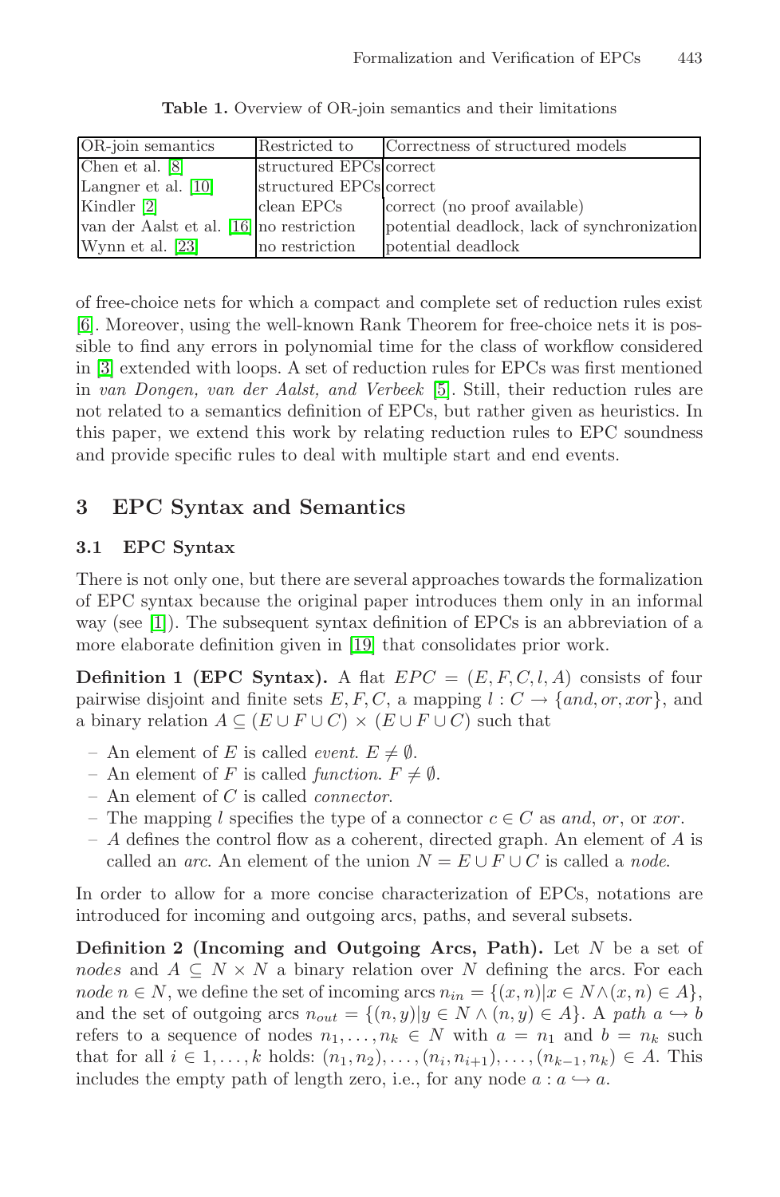**Table 1.** Overview of OR-join semantics and their limitations

| OR-join semantics | Restricted to | Correctness of structured models |
|---|---|---|
| Chen et al. [8] | structured EPCs | correct |
| Langner et al. [10] | structured EPCs | correct |
| Kindler [2] | clean EPCs | correct (no proof available) |
| van der Aalst et al. [16] | no restriction | potential deadlock, lack of synchronization |
| Wynn et al. [23] | no restriction | potential deadlock |

of free-choice nets for which a compact and complete set of reduction rules exist [6]. Moreover, using the well-known Rank Theorem for free-choice nets it is possible to find any errors in polynomial time for the class of workflow considered in [3] extended with loops. A set of reduction rules for EPCs was first mentioned in *van Dongen, van der Aalst, and Verbeek* [5]. Still, their reduction rules are not related to a semantics definition of EPCs, but rather given as heuristics. In this paper, we extend this work by relating reduction rules to EPC soundness and provide specific rules to deal with multiple start and end events.

## 3 EPC Syntax and Semantics

### 3.1 EPC Syntax

There is not only one, but there are several approaches towards the formalization of EPC syntax because the original paper introduces them only in an informal way (see [1]). The subsequent syntax definition of EPCs is an abbreviation of a more elaborate definition given in [19] that consolidates prior work.

**Definition 1 (EPC Syntax).** A flat $EPC = (E, F, C, l, A)$ consists of four pairwise disjoint and finite sets $E, F, C$, a mapping $l : C \to \{and, or, xor\}$, and a binary relation $A \subseteq (E \cup F \cup C) \times (E \cup F \cup C)$ such that

- An element of $E$ is called *event*. $E \neq \emptyset$.
- An element of $F$ is called *function*. $F \neq \emptyset$.
- An element of $C$ is called *connector*.
- The mapping $l$ specifies the type of a connector $c \in C$ as *and*, *or*, or *xor*.
- $A$ defines the control flow as a coherent, directed graph. An element of $A$ is called an *arc*. An element of the union $N = E \cup F \cup C$ is called a *node*.

In order to allow for a more concise characterization of EPCs, notations are introduced for incoming and outgoing arcs, paths, and several subsets.

**Definition 2 (Incoming and Outgoing Arcs, Path).** Let $N$ be a set of *nodes* and $A \subseteq N \times N$ a binary relation over $N$ defining the arcs. For each *node* $n \in N$, we define the set of incoming arcs $n_{in} = \{(x, n) | x \in N \wedge (x, n) \in A\}$, and the set of outgoing arcs $n_{out} = \{(n, y) | y \in N \wedge (n, y) \in A\}$. A *path* $a \hookrightarrow b$ refers to a sequence of nodes $n_1, \ldots, n_k \in N$ with $a = n_1$ and $b = n_k$ such that for all $i \in 1, \ldots, k$ holds: $(n_1, n_2), \ldots, (n_i, n_{i+1}), \ldots, (n_{k-1}, n_k) \in A$. This includes the empty path of length zero, i.e., for any node $a : a \hookrightarrow a$.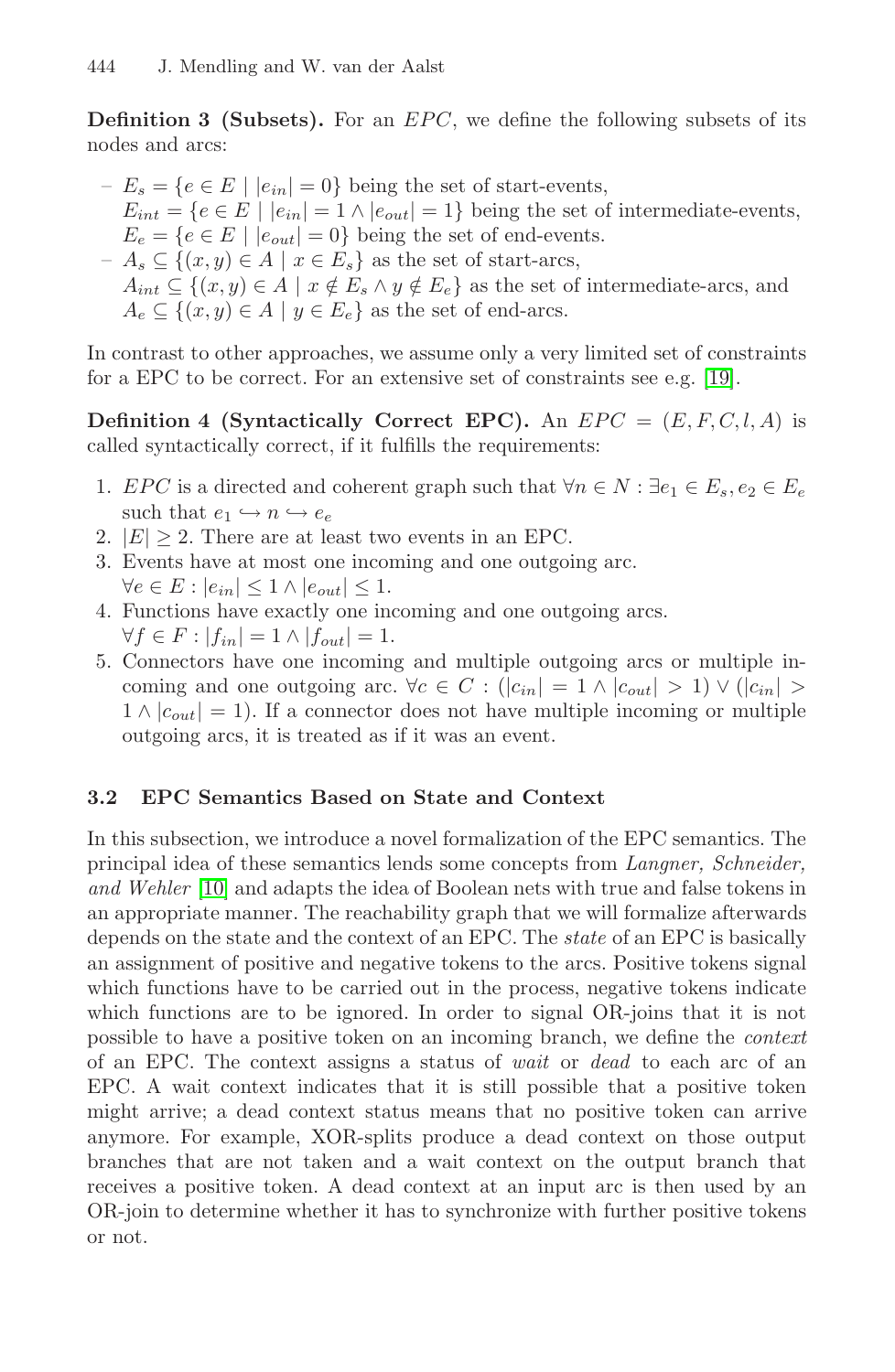**Definition 3 (Subsets).** For an $EPC$, we define the following subsets of its nodes and arcs:

- $E_s = \{e \in E \mid |e_{in}| = 0\}$ being the set of start-events,
  $E_{int} = \{e \in E \mid |e_{in}| = 1 \wedge |e_{out}| = 1\}$ being the set of intermediate-events,
  $E_e = \{e \in E \mid |e_{out}| = 0\}$ being the set of end-events.
- $A_s \subseteq \{(x, y) \in A \mid x \in E_s\}$ as the set of start-arcs,
  $A_{int} \subseteq \{(x, y) \in A \mid x \notin E_s \wedge y \notin E_e\}$ as the set of intermediate-arcs, and
  $A_e \subseteq \{(x, y) \in A \mid y \in E_e\}$ as the set of end-arcs.

In contrast to other approaches, we assume only a very limited set of constraints for a EPC to be correct. For an extensive set of constraints see e.g. [19].

**Definition 4 (Syntactically Correct EPC).** An $EPC = (E, F, C, l, A)$ is called syntactically correct, if it fulfills the requirements:

1. $EPC$ is a directed and coherent graph such that $\forall n \in N : \exists e_1 \in E_s, e_2 \in E_e$ such that $e_1 \hookrightarrow n \hookrightarrow e_e$
2. $|E| \geq 2$. There are at least two events in an EPC.
3. Events have at most one incoming and one outgoing arc.
   $\forall e \in E : |e_{in}| \leq 1 \wedge |e_{out}| \leq 1$.
4. Functions have exactly one incoming and one outgoing arcs.
   $\forall f \in F : |f_{in}| = 1 \wedge |f_{out}| = 1$.
5. Connectors have one incoming and multiple outgoing arcs or multiple incoming and one outgoing arc. $\forall c \in C : (|c_{in}| = 1 \wedge |c_{out}| > 1) \vee (|c_{in}| > 1 \wedge |c_{out}| = 1)$. If a connector does not have multiple incoming or multiple outgoing arcs, it is treated as if it was an event.

### 3.2 EPC Semantics Based on State and Context

In this subsection, we introduce a novel formalization of the EPC semantics. The principal idea of these semantics lends some concepts from *Langner, Schneider, and Wehler* [10] and adapts the idea of Boolean nets with true and false tokens in an appropriate manner. The reachability graph that we will formalize afterwards depends on the state and the context of an EPC. The *state* of an EPC is basically an assignment of positive and negative tokens to the arcs. Positive tokens signal which functions have to be carried out in the process, negative tokens indicate which functions are to be ignored. In order to signal OR-joins that it is not possible to have a positive token on an incoming branch, we define the *context* of an EPC. The context assigns a status of *wait* or *dead* to each arc of an EPC. A wait context indicates that it is still possible that a positive token might arrive; a dead context status means that no positive token can arrive anymore. For example, XOR-splits produce a dead context on those output branches that are not taken and a wait context on the output branch that receives a positive token. A dead context at an input arc is then used by an OR-join to determine whether it has to synchronize with further positive tokens or not.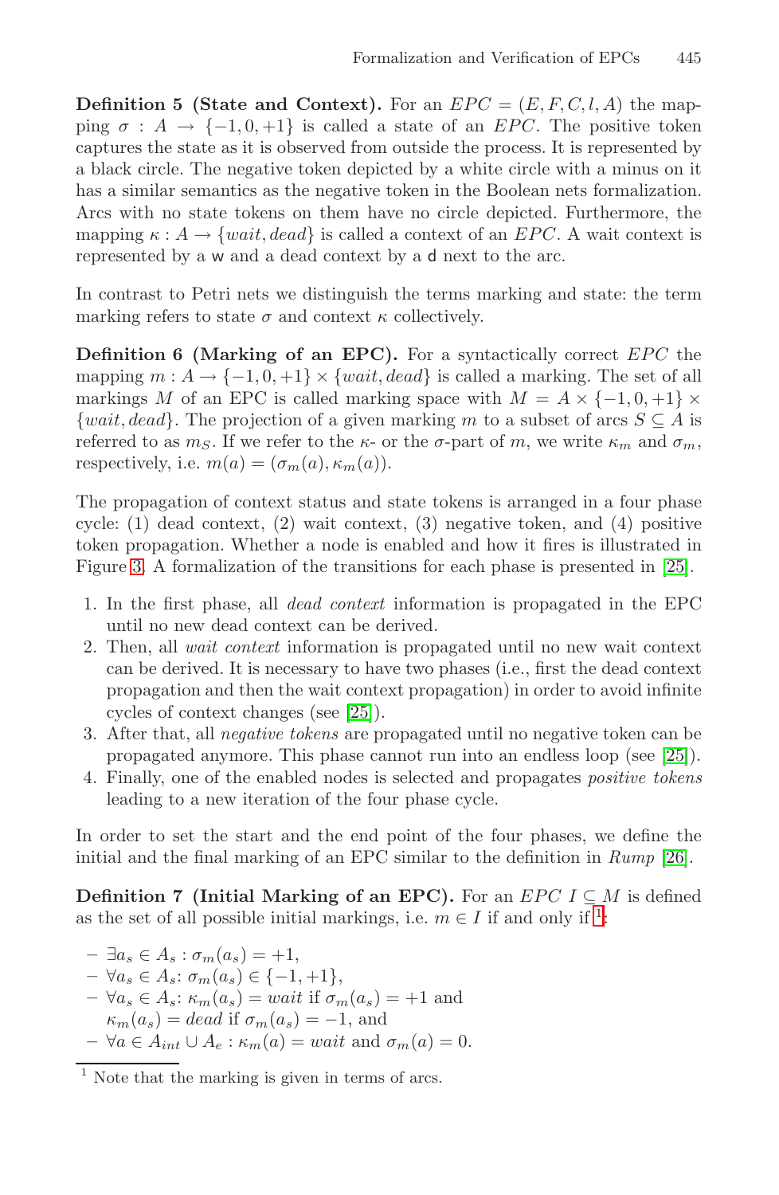**Definition 5 (State and Context).** For an $EPC = (E, F, C, l, A)$ the mapping $\sigma : A \rightarrow \{-1, 0, +1\}$ is called a state of an $EPC$. The positive token captures the state as it is observed from outside the process. It is represented by a black circle. The negative token depicted by a white circle with a minus on it has a similar semantics as the negative token in the Boolean nets formalization. Arcs with no state tokens on them have no circle depicted. Furthermore, the mapping $\kappa : A \rightarrow \{wait, dead\}$ is called a context of an $EPC$. A wait context is represented by a w and a dead context by a d next to the arc.

In contrast to Petri nets we distinguish the terms marking and state: the term marking refers to state $\sigma$ and context $\kappa$ collectively.

**Definition 6 (Marking of an EPC).** For a syntactically correct $EPC$ the mapping $m : A \rightarrow \{-1, 0, +1\} \times \{wait, dead\}$ is called a marking. The set of all markings $M$ of an EPC is called marking space with $M = A \times \{-1, 0, +1\} \times \{wait, dead\}$. The projection of a given marking $m$ to a subset of arcs $S \subseteq A$ is referred to as $m_S$. If we refer to the $\kappa$- or the $\sigma$-part of $m$, we write $\kappa_m$ and $\sigma_m$, respectively, i.e. $m(a) = (\sigma_m(a), \kappa_m(a))$.

The propagation of context status and state tokens is arranged in a four phase cycle: (1) dead context, (2) wait context, (3) negative token, and (4) positive token propagation. Whether a node is enabled and how it fires is illustrated in Figure 3. A formalization of the transitions for each phase is presented in [25].

1. In the first phase, all *dead context* information is propagated in the EPC until no new dead context can be derived.
2. Then, all *wait context* information is propagated until no new wait context can be derived. It is necessary to have two phases (i.e., first the dead context propagation and then the wait context propagation) in order to avoid infinite cycles of context changes (see [25]).
3. After that, all *negative tokens* are propagated until no negative token can be propagated anymore. This phase cannot run into an endless loop (see [25]).
4. Finally, one of the enabled nodes is selected and propagates *positive tokens* leading to a new iteration of the four phase cycle.

In order to set the start and the end point of the four phases, we define the initial and the final marking of an EPC similar to the definition in *Rump* [26].

**Definition 7 (Initial Marking of an EPC).** For an $EPC$ $I \subseteq M$ is defined as the set of all possible initial markings, i.e. $m \in I$ if and only if [1]:

- $\exists a_s \in A_s : \sigma_m(a_s) = +1$,
- $\forall a_s \in A_s$: $\sigma_m(a_s) \in \{-1, +1\}$,
- $\forall a_s \in A_s$: $\kappa_m(a_s) = wait$ if $\sigma_m(a_s) = +1$ and $\kappa_m(a_s) = dead$ if $\sigma_m(a_s) = -1$, and
- $\forall a \in A_{int} \cup A_e : \kappa_m(a) = wait$ and $\sigma_m(a) = 0$.

[1] Note that the marking is given in terms of arcs.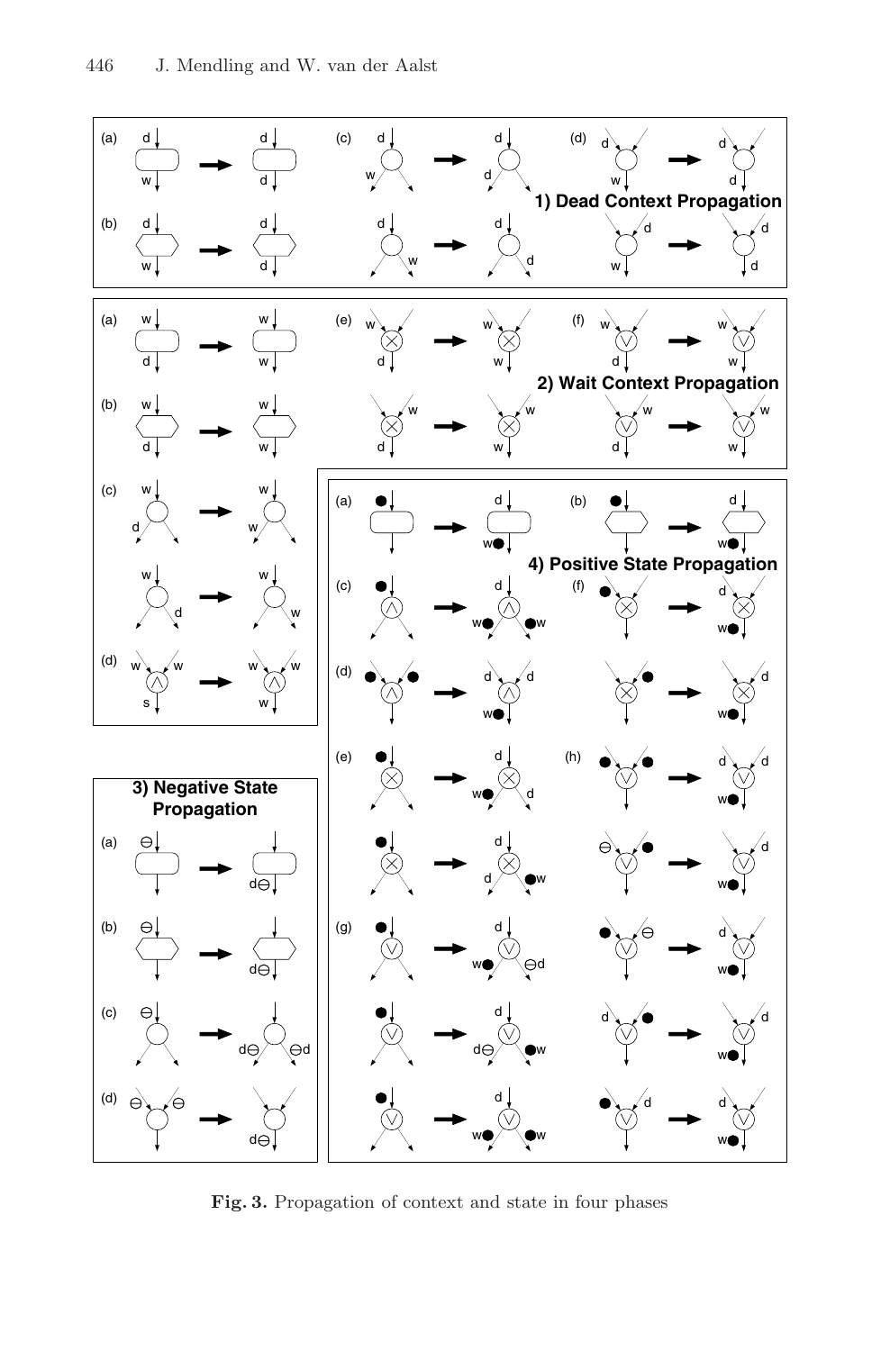Fig. 3. Propagation of context and state in four phases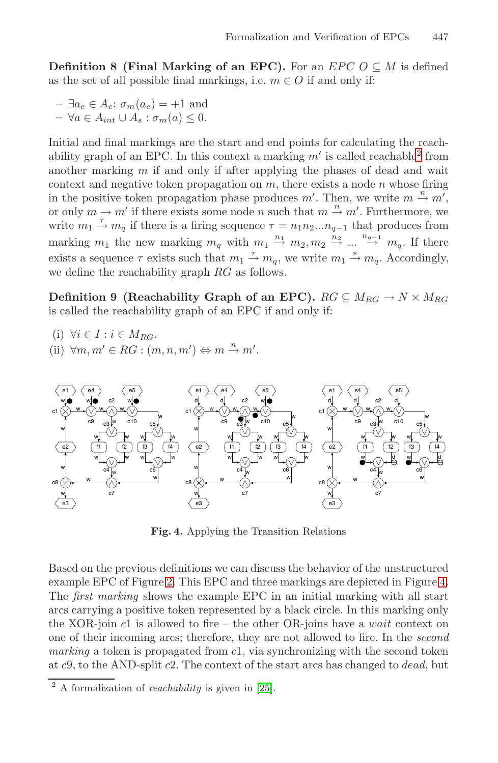**Definition 8 (Final Marking of an EPC).** For an $EPC\ O \subseteq M$ is defined as the set of all possible final markings, i.e. $m \in O$ if and only if:

- $\exists a_e \in A_e$: $\sigma_m(a_e) = +1$ and
- $\forall a \in A_{int} \cup A_s : \sigma_m(a) \leq 0$.

Initial and final markings are the start and end points for calculating the reachability graph of an EPC. In this context a marking $m'$ is called reachable[2] from another marking $m$ if and only if after applying the phases of dead and wait context and negative token propagation on $m$, there exists a node $n$ whose firing in the positive token propagation phase produces $m'$. Then, we write $m \xrightarrow{n} m'$, or only $m \rightarrow m'$ if there exists some node $n$ such that $m \xrightarrow{n} m'$. Furthermore, we write $m_1 \xrightarrow{\tau} m_q$ if there is a firing sequence $\tau = n_1 n_2 ... n_{q-1}$ that produces from marking $m_1$ the new marking $m_q$ with $m_1 \xrightarrow{n_1} m_2, m_2 \xrightarrow{n_2} ... \xrightarrow{n_{q-1}} m_q$. If there exists a sequence $\tau$ exists such that $m_1 \xrightarrow{\tau} m_q$, we write $m_1 \xrightarrow{*} m_q$. Accordingly, we define the reachability graph $RG$ as follows.

**Definition 9 (Reachability Graph of an EPC).** $RG \subseteq M_{RG} \rightarrow N \times M_{RG}$ is called the reachability graph of an EPC if and only if:

(i) $\forall i \in I : i \in M_{RG}$.
(ii) $\forall m, m' \in RG : (m, n, m') \Leftrightarrow m \xrightarrow{n} m'$.

**Fig. 4.** Applying the Transition Relations

Based on the previous definitions we can discuss the behavior of the unstructured example EPC of Figure 2. This EPC and three markings are depicted in Figure 4. The *first marking* shows the example EPC in an initial marking with all start arcs carrying a positive token represented by a black circle. In this marking only the XOR-join $c1$ is allowed to fire – the other OR-joins have a *wait* context on one of their incoming arcs; therefore, they are not allowed to fire. In the *second marking* a token is propagated from $c1$, via synchronizing with the second token at $c9$, to the AND-split $c2$. The context of the start arcs has changed to *dead*, but

[2] A formalization of *reachability* is given in [25].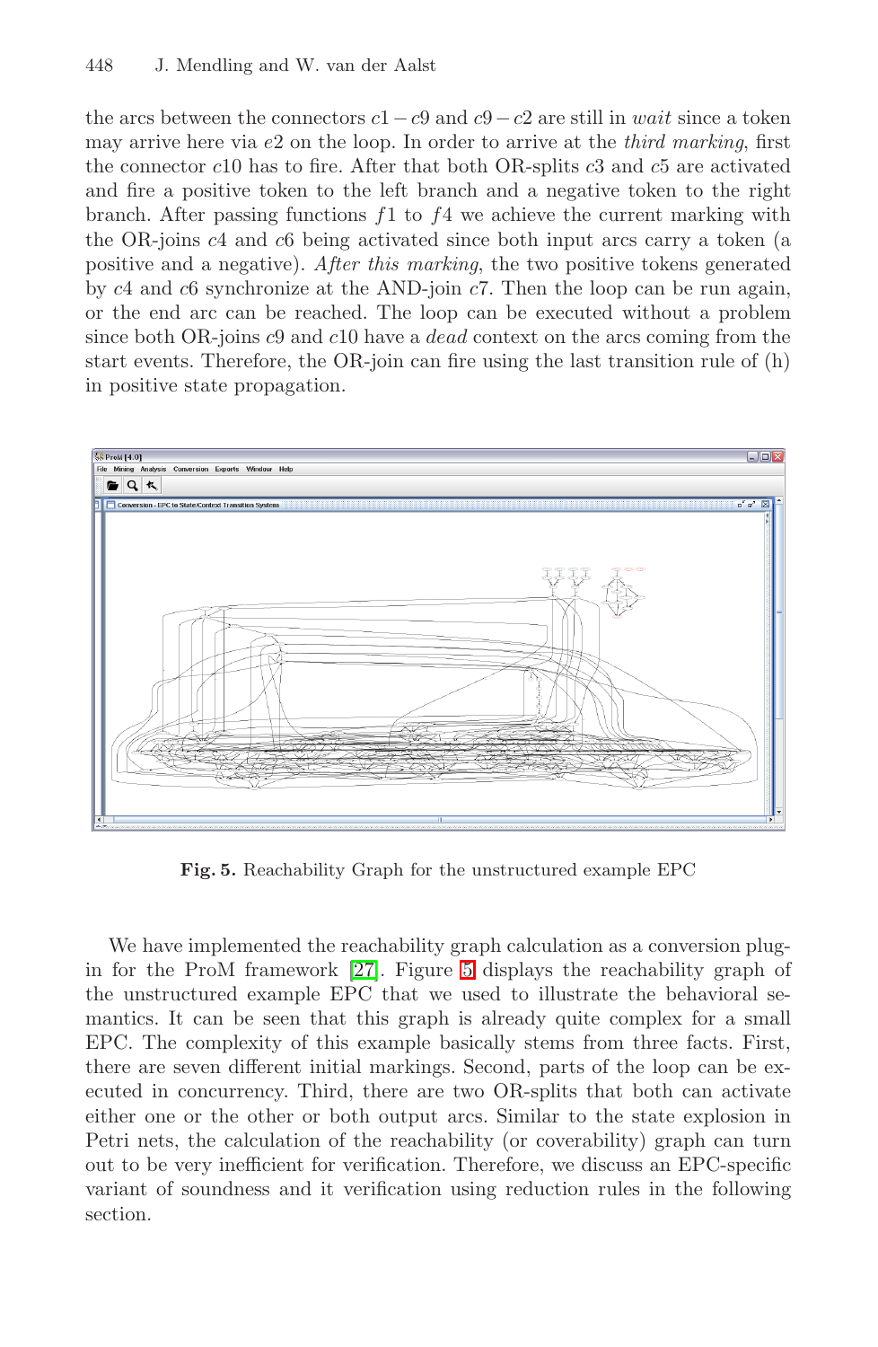the arcs between the connectors $c1 - c9$ and $c9 - c2$ are still in *wait* since a token may arrive here via $e2$ on the loop. In order to arrive at the *third marking*, first the connector $c10$ has to fire. After that both OR-splits $c3$ and $c5$ are activated and fire a positive token to the left branch and a negative token to the right branch. After passing functions $f1$ to $f4$ we achieve the current marking with the OR-joins $c4$ and $c6$ being activated since both input arcs carry a token (a positive and a negative). *After this marking*, the two positive tokens generated by $c4$ and $c6$ synchronize at the AND-join $c7$. Then the loop can be run again, or the end arc can be reached. The loop can be executed without a problem since both OR-joins $c9$ and $c10$ have a *dead* context on the arcs coming from the start events. Therefore, the OR-join can fire using the last transition rule of (h) in positive state propagation.

**Fig. 5.** Reachability Graph for the unstructured example EPC

We have implemented the reachability graph calculation as a conversion plug-in for the ProM framework [27]. Figure 5 displays the reachability graph of the unstructured example EPC that we used to illustrate the behavioral semantics. It can be seen that this graph is already quite complex for a small EPC. The complexity of this example basically stems from three facts. First, there are seven different initial markings. Second, parts of the loop can be executed in concurrency. Third, there are two OR-splits that both can activate either one or the other or both output arcs. Similar to the state explosion in Petri nets, the calculation of the reachability (or coverability) graph can turn out to be very inefficient for verification. Therefore, we discuss an EPC-specific variant of soundness and it verification using reduction rules in the following section.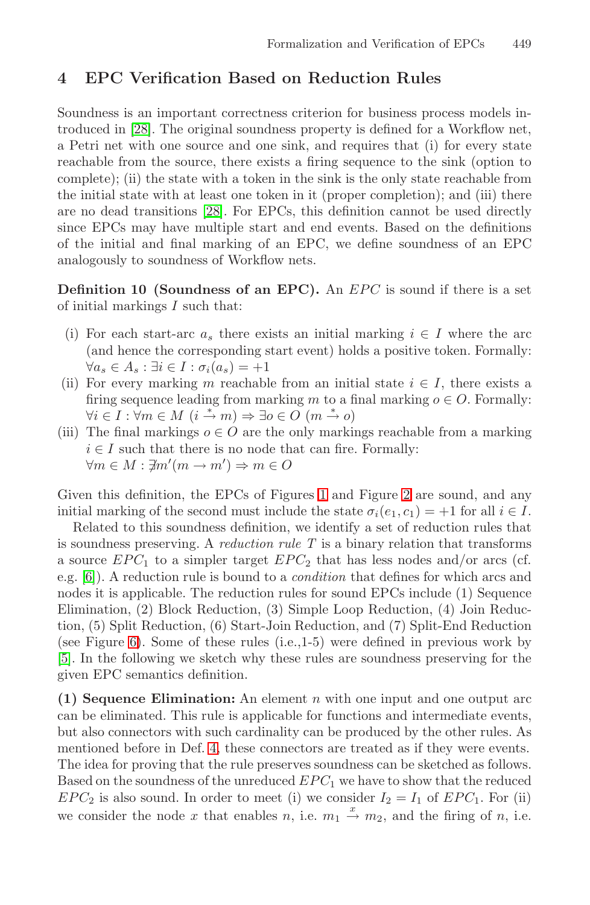## 4 EPC Verification Based on Reduction Rules

Soundness is an important correctness criterion for business process models introduced in [28]. The original soundness property is defined for a Workflow net, a Petri net with one source and one sink, and requires that (i) for every state reachable from the source, there exists a firing sequence to the sink (option to complete); (ii) the state with a token in the sink is the only state reachable from the initial state with at least one token in it (proper completion); and (iii) there are no dead transitions [28]. For EPCs, this definition cannot be used directly since EPCs may have multiple start and end events. Based on the definitions of the initial and final marking of an EPC, we define soundness of an EPC analogously to soundness of Workflow nets.

**Definition 10 (Soundness of an EPC).** An *EPC* is sound if there is a set of initial markings $I$ such that:

- (i) For each start-arc $a_s$ there exists an initial marking $i \in I$ where the arc (and hence the corresponding start event) holds a positive token. Formally: $\forall a_s \in A_s : \exists i \in I : \sigma_i(a_s) = +1$
- (ii) For every marking $m$ reachable from an initial state $i \in I$, there exists a firing sequence leading from marking $m$ to a final marking $o \in O$. Formally: $\forall i \in I : \forall m \in M \ (i \xrightarrow{*} m) \Rightarrow \exists o \in O \ (m \xrightarrow{*} o)$
- (iii) The final markings $o \in O$ are the only markings reachable from a marking $i \in I$ such that there is no node that can fire. Formally: $\forall m \in M : \nexists m'(m \rightarrow m') \Rightarrow m \in O$

Given this definition, the EPCs of Figures 1 and Figure 2 are sound, and any initial marking of the second must include the state $\sigma_i(e_1, c_1) = +1$ for all $i \in I$.

Related to this soundness definition, we identify a set of reduction rules that is soundness preserving. A *reduction rule* $T$ is a binary relation that transforms a source $EPC_1$ to a simpler target $EPC_2$ that has less nodes and/or arcs (cf. e.g. [6]). A reduction rule is bound to a *condition* that defines for which arcs and nodes it is applicable. The reduction rules for sound EPCs include (1) Sequence Elimination, (2) Block Reduction, (3) Simple Loop Reduction, (4) Join Reduction, (5) Split Reduction, (6) Start-Join Reduction, and (7) Split-End Reduction (see Figure 6). Some of these rules (i.e.,1-5) were defined in previous work by [5]. In the following we sketch why these rules are soundness preserving for the given EPC semantics definition.

**(1) Sequence Elimination:** An element $n$ with one input and one output arc can be eliminated. This rule is applicable for functions and intermediate events, but also connectors with such cardinality can be produced by the other rules. As mentioned before in Def. 4, these connectors are treated as if they were events. The idea for proving that the rule preserves soundness can be sketched as follows. Based on the soundness of the unreduced $EPC_1$ we have to show that the reduced $EPC_2$ is also sound. In order to meet (i) we consider $I_2 = I_1$ of $EPC_1$. For (ii) we consider the node $x$ that enables $n$, i.e. $m_1 \xrightarrow{x} m_2$, and the firing of $n$, i.e.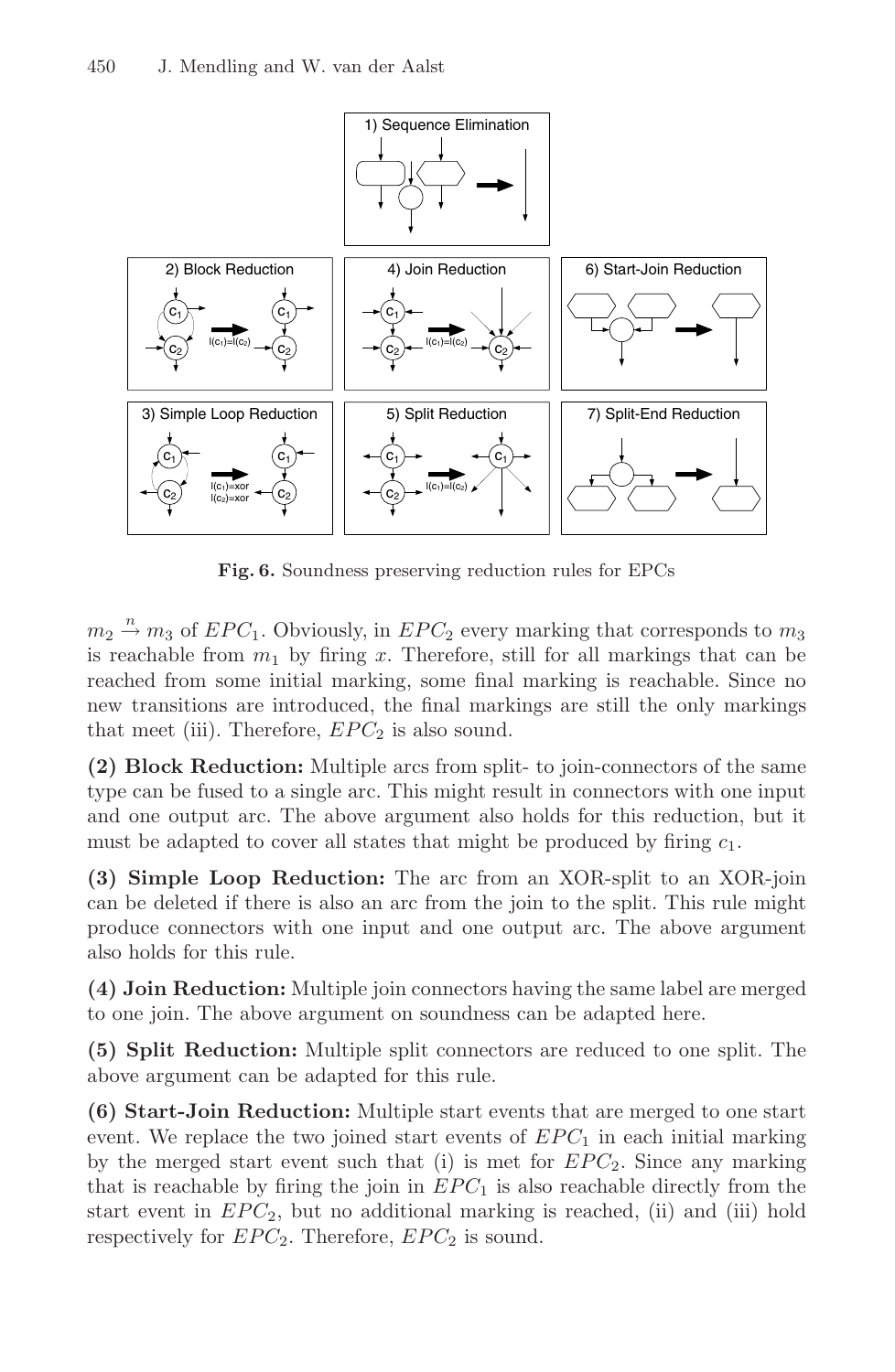**Fig. 6.** Soundness preserving reduction rules for EPCs

$m_2 \stackrel{n}{\rightarrow} m_3$ of $EPC_1$. Obviously, in $EPC_2$ every marking that corresponds to $m_3$ is reachable from $m_1$ by firing $x$. Therefore, still for all markings that can be reached from some initial marking, some final marking is reachable. Since no new transitions are introduced, the final markings are still the only markings that meet (iii). Therefore, $EPC_2$ is also sound.

**(2) Block Reduction:** Multiple arcs from split- to join-connectors of the same type can be fused to a single arc. This might result in connectors with one input and one output arc. The above argument also holds for this reduction, but it must be adapted to cover all states that might be produced by firing $c_1$.

**(3) Simple Loop Reduction:** The arc from an XOR-split to an XOR-join can be deleted if there is also an arc from the join to the split. This rule might produce connectors with one input and one output arc. The above argument also holds for this rule.

**(4) Join Reduction:** Multiple join connectors having the same label are merged to one join. The above argument on soundness can be adapted here.

**(5) Split Reduction:** Multiple split connectors are reduced to one split. The above argument can be adapted for this rule.

**(6) Start-Join Reduction:** Multiple start events that are merged to one start event. We replace the two joined start events of $EPC_1$ in each initial marking by the merged start event such that (i) is met for $EPC_2$. Since any marking that is reachable by firing the join in $EPC_1$ is also reachable directly from the start event in $EPC_2$, but no additional marking is reached, (ii) and (iii) hold respectively for $EPC_2$. Therefore, $EPC_2$ is sound.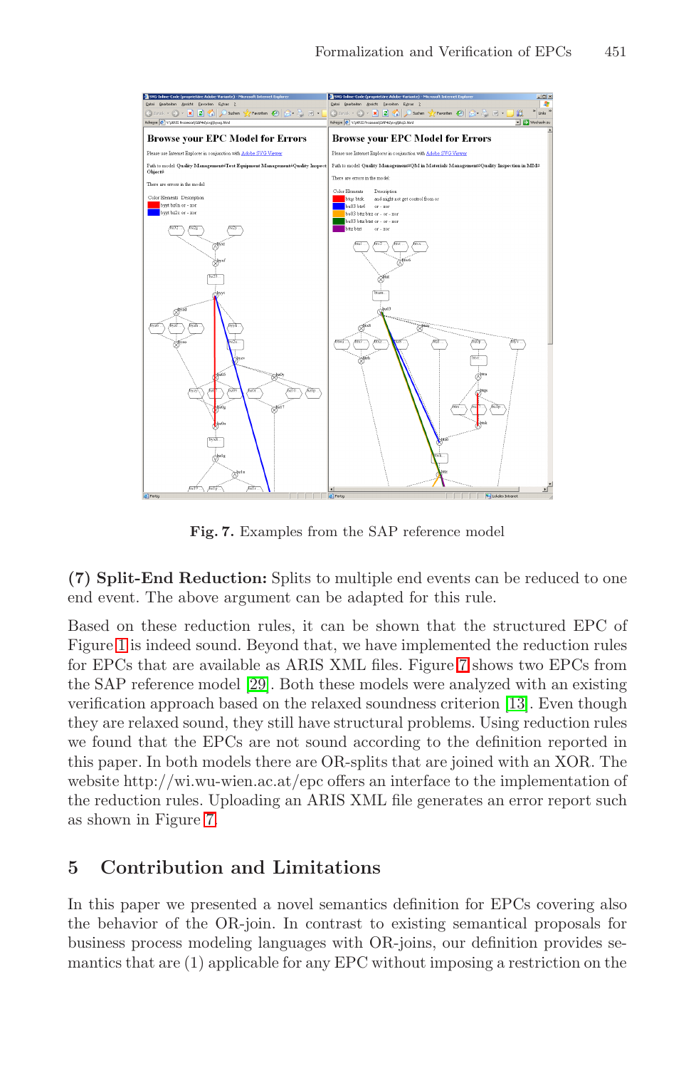**Fig. 7.** Examples from the SAP reference model

**(7) Split-End Reduction:** Splits to multiple end events can be reduced to one end event. The above argument can be adapted for this rule.

Based on these reduction rules, it can be shown that the structured EPC of Figure 1 is indeed sound. Beyond that, we have implemented the reduction rules for EPCs that are available as ARIS XML files. Figure 7 shows two EPCs from the SAP reference model [29]. Both these models were analyzed with an existing verification approach based on the relaxed soundness criterion [13]. Even though they are relaxed sound, they still have structural problems. Using reduction rules we found that the EPCs are not sound according to the definition reported in this paper. In both models there are OR-splits that are joined with an XOR. The website http://wi.wu-wien.ac.at/epc offers an interface to the implementation of the reduction rules. Uploading an ARIS XML file generates an error report such as shown in Figure 7.

## 5 Contribution and Limitations

In this paper we presented a novel semantics definition for EPCs covering also the behavior of the OR-join. In contrast to existing semantical proposals for business process modeling languages with OR-joins, our definition provides semantics that are (1) applicable for any EPC without imposing a restriction on the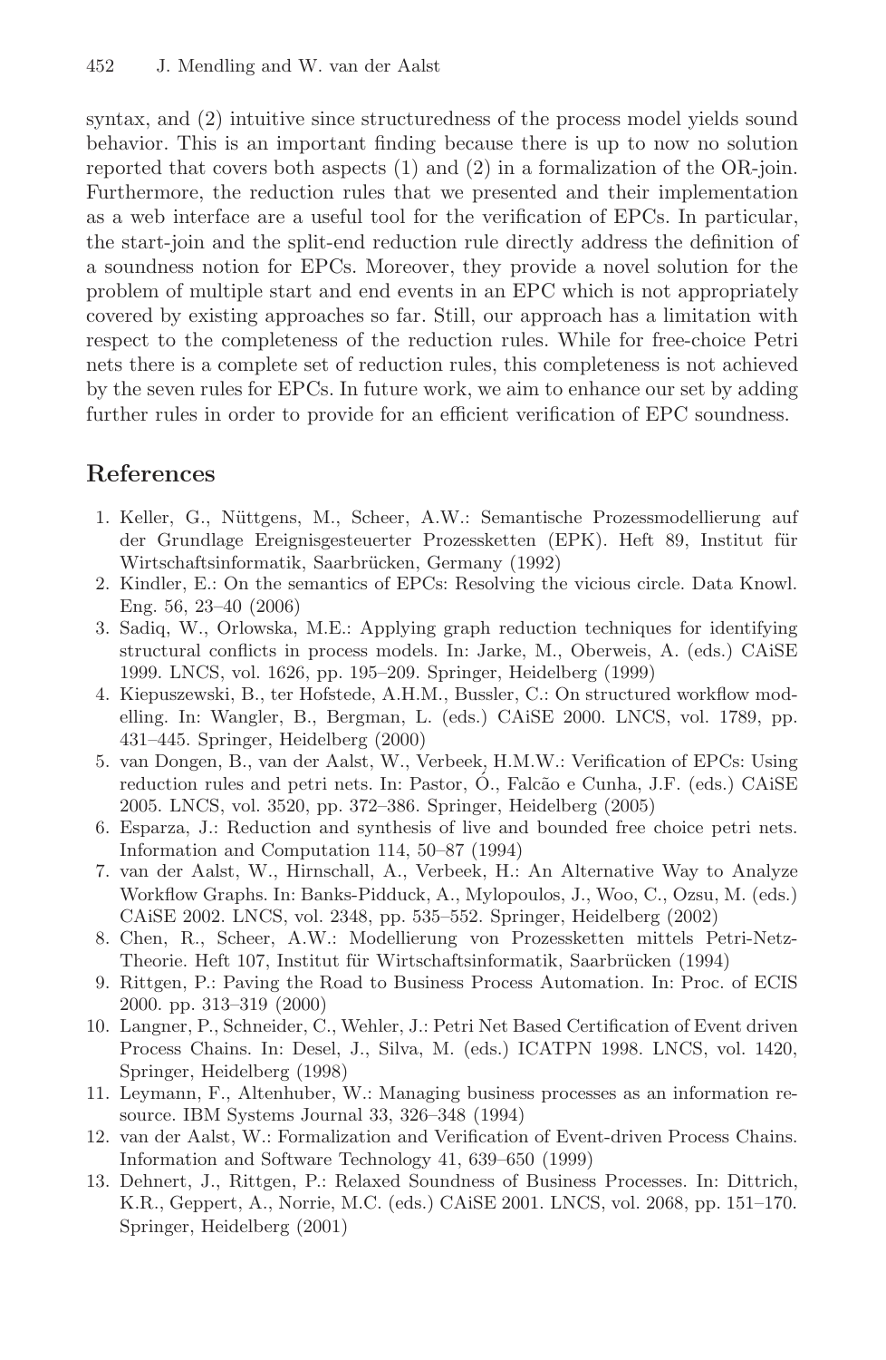syntax, and (2) intuitive since structuredness of the process model yields sound behavior. This is an important finding because there is up to now no solution reported that covers both aspects (1) and (2) in a formalization of the OR-join. Furthermore, the reduction rules that we presented and their implementation as a web interface are a useful tool for the verification of EPCs. In particular, the start-join and the split-end reduction rule directly address the definition of a soundness notion for EPCs. Moreover, they provide a novel solution for the problem of multiple start and end events in an EPC which is not appropriately covered by existing approaches so far. Still, our approach has a limitation with respect to the completeness of the reduction rules. While for free-choice Petri nets there is a complete set of reduction rules, this completeness is not achieved by the seven rules for EPCs. In future work, we aim to enhance our set by adding further rules in order to provide for an efficient verification of EPC soundness.

## References

1. Keller, G., Nüttgens, M., Scheer, A.W.: Semantische Prozessmodellierung auf der Grundlage Ereignisgesteuerter Prozessketten (EPK). Heft 89, Institut für Wirtschaftsinformatik, Saarbrücken, Germany (1992)
2. Kindler, E.: On the semantics of EPCs: Resolving the vicious circle. Data Knowl. Eng. 56, 23–40 (2006)
3. Sadiq, W., Orlowska, M.E.: Applying graph reduction techniques for identifying structural conflicts in process models. In: Jarke, M., Oberweis, A. (eds.) CAiSE 1999. LNCS, vol. 1626, pp. 195–209. Springer, Heidelberg (1999)
4. Kiepuszewski, B., ter Hofstede, A.H.M., Bussler, C.: On structured workflow modelling. In: Wangler, B., Bergman, L. (eds.) CAiSE 2000. LNCS, vol. 1789, pp. 431–445. Springer, Heidelberg (2000)
5. van Dongen, B., van der Aalst, W., Verbeek, H.M.W.: Verification of EPCs: Using reduction rules and petri nets. In: Pastor, Ó., Falcão e Cunha, J.F. (eds.) CAiSE 2005. LNCS, vol. 3520, pp. 372–386. Springer, Heidelberg (2005)
6. Esparza, J.: Reduction and synthesis of live and bounded free choice petri nets. Information and Computation 114, 50–87 (1994)
7. van der Aalst, W., Hirnschall, A., Verbeek, H.: An Alternative Way to Analyze Workflow Graphs. In: Banks-Pidduck, A., Mylopoulos, J., Woo, C., Ozsu, M. (eds.) CAiSE 2002. LNCS, vol. 2348, pp. 535–552. Springer, Heidelberg (2002)
8. Chen, R., Scheer, A.W.: Modellierung von Prozessketten mittels Petri-Netz-Theorie. Heft 107, Institut für Wirtschaftsinformatik, Saarbrücken (1994)
9. Rittgen, P.: Paving the Road to Business Process Automation. In: Proc. of ECIS 2000. pp. 313–319 (2000)
10. Langner, P., Schneider, C., Wehler, J.: Petri Net Based Certification of Event driven Process Chains. In: Desel, J., Silva, M. (eds.) ICATPN 1998. LNCS, vol. 1420, Springer, Heidelberg (1998)
11. Leymann, F., Altenhuber, W.: Managing business processes as an information resource. IBM Systems Journal 33, 326–348 (1994)
12. van der Aalst, W.: Formalization and Verification of Event-driven Process Chains. Information and Software Technology 41, 639–650 (1999)
13. Dehnert, J., Rittgen, P.: Relaxed Soundness of Business Processes. In: Dittrich, K.R., Geppert, A., Norrie, M.C. (eds.) CAiSE 2001. LNCS, vol. 2068, pp. 151–170. Springer, Heidelberg (2001)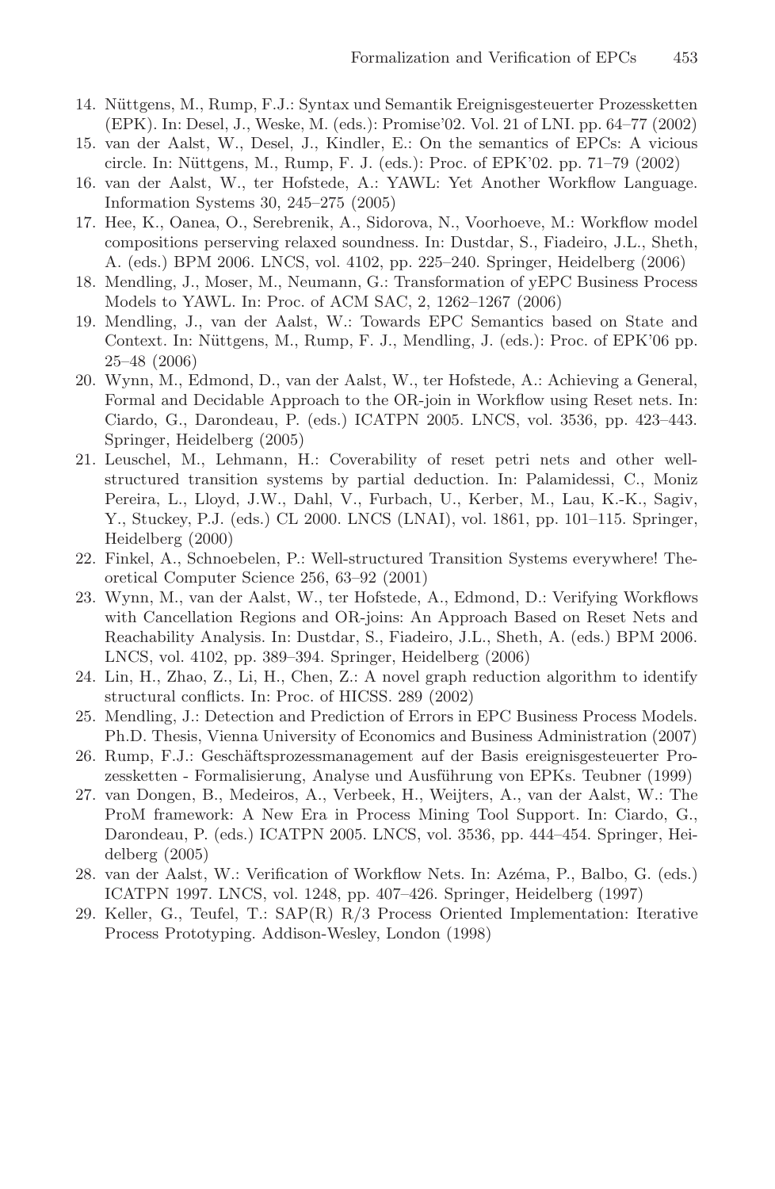14. Nüttgens, M., Rump, F.J.: Syntax und Semantik Ereignisgesteuerter Prozessketten (EPK). In: Desel, J., Weske, M. (eds.): Promise'02. Vol. 21 of LNI. pp. 64–77 (2002)
15. van der Aalst, W., Desel, J., Kindler, E.: On the semantics of EPCs: A vicious circle. In: Nüttgens, M., Rump, F. J. (eds.): Proc. of EPK'02. pp. 71–79 (2002)
16. van der Aalst, W., ter Hofstede, A.: YAWL: Yet Another Workflow Language. Information Systems 30, 245–275 (2005)
17. Hee, K., Oanea, O., Serebrenik, A., Sidorova, N., Voorhoeve, M.: Workflow model compositions perserving relaxed soundness. In: Dustdar, S., Fiadeiro, J.L., Sheth, A. (eds.) BPM 2006. LNCS, vol. 4102, pp. 225–240. Springer, Heidelberg (2006)
18. Mendling, J., Moser, M., Neumann, G.: Transformation of yEPC Business Process Models to YAWL. In: Proc. of ACM SAC, 2, 1262–1267 (2006)
19. Mendling, J., van der Aalst, W.: Towards EPC Semantics based on State and Context. In: Nüttgens, M., Rump, F. J., Mendling, J. (eds.): Proc. of EPK'06 pp. 25–48 (2006)
20. Wynn, M., Edmond, D., van der Aalst, W., ter Hofstede, A.: Achieving a General, Formal and Decidable Approach to the OR-join in Workflow using Reset nets. In: Ciardo, G., Darondeau, P. (eds.) ICATPN 2005. LNCS, vol. 3536, pp. 423–443. Springer, Heidelberg (2005)
21. Leuschel, M., Lehmann, H.: Coverability of reset petri nets and other well-structured transition systems by partial deduction. In: Palamidessi, C., Moniz Pereira, L., Lloyd, J.W., Dahl, V., Furbach, U., Kerber, M., Lau, K.-K., Sagiv, Y., Stuckey, P.J. (eds.) CL 2000. LNCS (LNAI), vol. 1861, pp. 101–115. Springer, Heidelberg (2000)
22. Finkel, A., Schnoebelen, P.: Well-structured Transition Systems everywhere! Theoretical Computer Science 256, 63–92 (2001)
23. Wynn, M., van der Aalst, W., ter Hofstede, A., Edmond, D.: Verifying Workflows with Cancellation Regions and OR-joins: An Approach Based on Reset Nets and Reachability Analysis. In: Dustdar, S., Fiadeiro, J.L., Sheth, A. (eds.) BPM 2006. LNCS, vol. 4102, pp. 389–394. Springer, Heidelberg (2006)
24. Lin, H., Zhao, Z., Li, H., Chen, Z.: A novel graph reduction algorithm to identify structural conflicts. In: Proc. of HICSS. 289 (2002)
25. Mendling, J.: Detection and Prediction of Errors in EPC Business Process Models. Ph.D. Thesis, Vienna University of Economics and Business Administration (2007)
26. Rump, F.J.: Geschäftsprozessmanagement auf der Basis ereignisgesteuerter Prozessketten - Formalisierung, Analyse und Ausführung von EPKs. Teubner (1999)
27. van Dongen, B., Medeiros, A., Verbeek, H., Weijters, A., van der Aalst, W.: The ProM framework: A New Era in Process Mining Tool Support. In: Ciardo, G., Darondeau, P. (eds.) ICATPN 2005. LNCS, vol. 3536, pp. 444–454. Springer, Heidelberg (2005)
28. van der Aalst, W.: Verification of Workflow Nets. In: Azéma, P., Balbo, G. (eds.) ICATPN 1997. LNCS, vol. 1248, pp. 407–426. Springer, Heidelberg (1997)
29. Keller, G., Teufel, T.: SAP(R) R/3 Process Oriented Implementation: Iterative Process Prototyping. Addison-Wesley, London (1998)